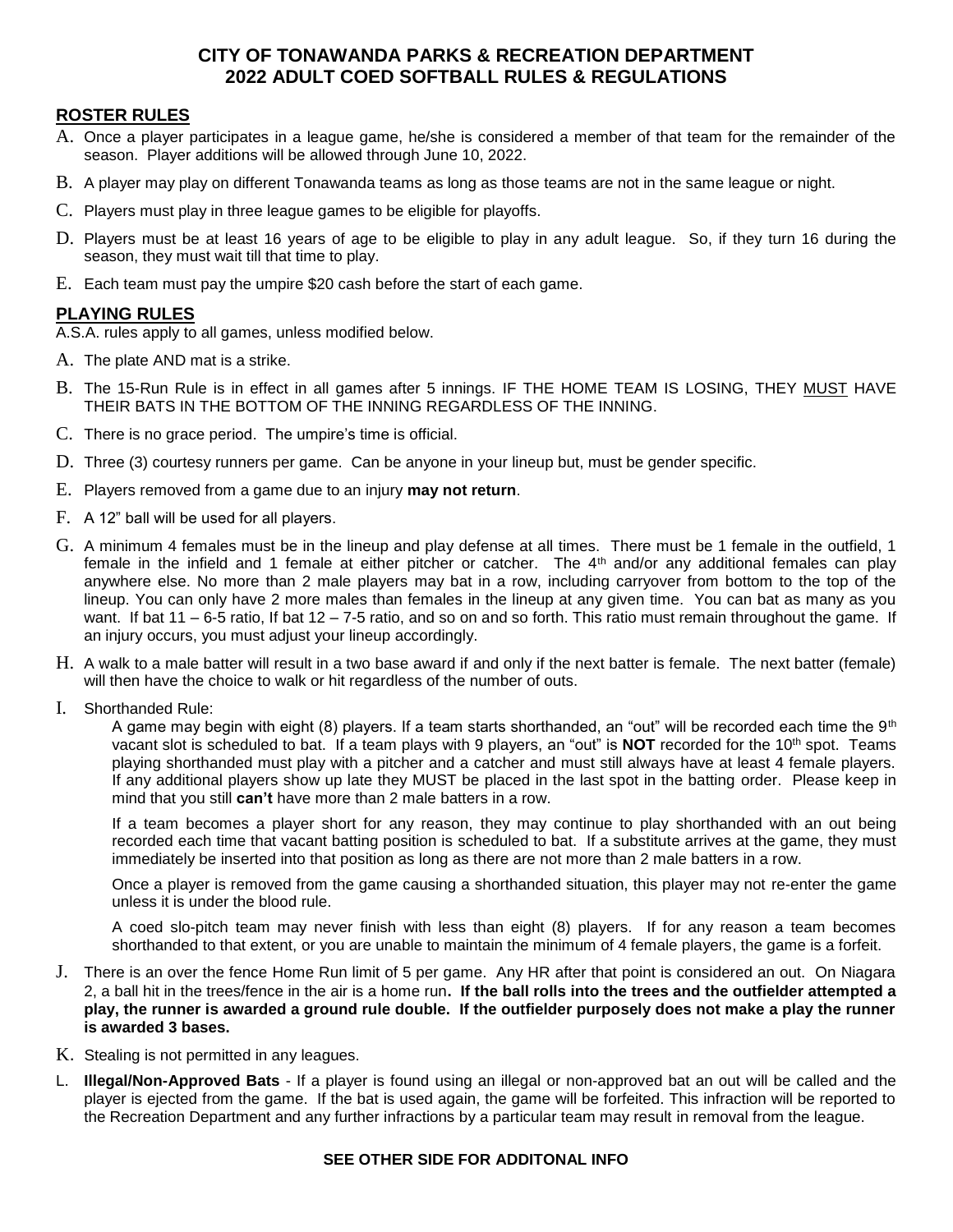# CITY OF TONAWANDA PARKS & RECREATION DEPARTMENT
# 2022 ADULT COED SOFTBALL RULES & REGULATIONS

## ROSTER RULES

A. Once a player participates in a league game, he/she is considered a member of that team for the remainder of the season. Player additions will be allowed through June 10, 2022.

B. A player may play on different Tonawanda teams as long as those teams are not in the same league or night.

C. Players must play in three league games to be eligible for playoffs.

D. Players must be at least 16 years of age to be eligible to play in any adult league. So, if they turn 16 during the season, they must wait till that time to play.

E. Each team must pay the umpire $20 cash before the start of each game.

## PLAYING RULES

A.S.A. rules apply to all games, unless modified below.

A. The plate AND mat is a strike.

B. The 15-Run Rule is in effect in all games after 5 innings. IF THE HOME TEAM IS LOSING, THEY <u>MUST</u> HAVE THEIR BATS IN THE BOTTOM OF THE INNING REGARDLESS OF THE INNING.

C. There is no grace period. The umpire's time is official.

D. Three (3) courtesy runners per game. Can be anyone in your lineup but, must be gender specific.

E. Players removed from a game due to an injury **may not return**.

F. A 12" ball will be used for all players.

G. A minimum 4 females must be in the lineup and play defense at all times. There must be 1 female in the outfield, 1 female in the infield and 1 female at either pitcher or catcher. The 4th and/or any additional females can play anywhere else. No more than 2 male players may bat in a row, including carryover from bottom to the top of the lineup. You can only have 2 more males than females in the lineup at any given time. You can bat as many as you want. If bat 11 – 6-5 ratio, If bat 12 – 7-5 ratio, and so on and so forth. This ratio must remain throughout the game. If an injury occurs, you must adjust your lineup accordingly.

H. A walk to a male batter will result in a two base award if and only if the next batter is female. The next batter (female) will then have the choice to walk or hit regardless of the number of outs.

I. Shorthanded Rule:

   A game may begin with eight (8) players. If a team starts shorthanded, an "out" will be recorded each time the 9th vacant slot is scheduled to bat. If a team plays with 9 players, an "out" is **NOT** recorded for the 10th spot. Teams playing shorthanded must play with a pitcher and a catcher and must still always have at least 4 female players. If any additional players show up late they MUST be placed in the last spot in the batting order. Please keep in mind that you still **can't** have more than 2 male batters in a row.

   If a team becomes a player short for any reason, they may continue to play shorthanded with an out being recorded each time that vacant batting position is scheduled to bat. If a substitute arrives at the game, they must immediately be inserted into that position as long as there are not more than 2 male batters in a row.

   Once a player is removed from the game causing a shorthanded situation, this player may not re-enter the game unless it is under the blood rule.

   A coed slo-pitch team may never finish with less than eight (8) players. If for any reason a team becomes shorthanded to that extent, or you are unable to maintain the minimum of 4 female players, the game is a forfeit.

J. There is an over the fence Home Run limit of 5 per game. Any HR after that point is considered an out. On Niagara 2, a ball hit in the trees/fence in the air is a home run**. If the ball rolls into the trees and the outfielder attempted a play, the runner is awarded a ground rule double. If the outfielder purposely does not make a play the runner is awarded 3 bases.**

K. Stealing is not permitted in any leagues.

L. **Illegal/Non-Approved Bats** - If a player is found using an illegal or non-approved bat an out will be called and the player is ejected from the game. If the bat is used again, the game will be forfeited. This infraction will be reported to the Recreation Department and any further infractions by a particular team may result in removal from the league.

**SEE OTHER SIDE FOR ADDITONAL INFO**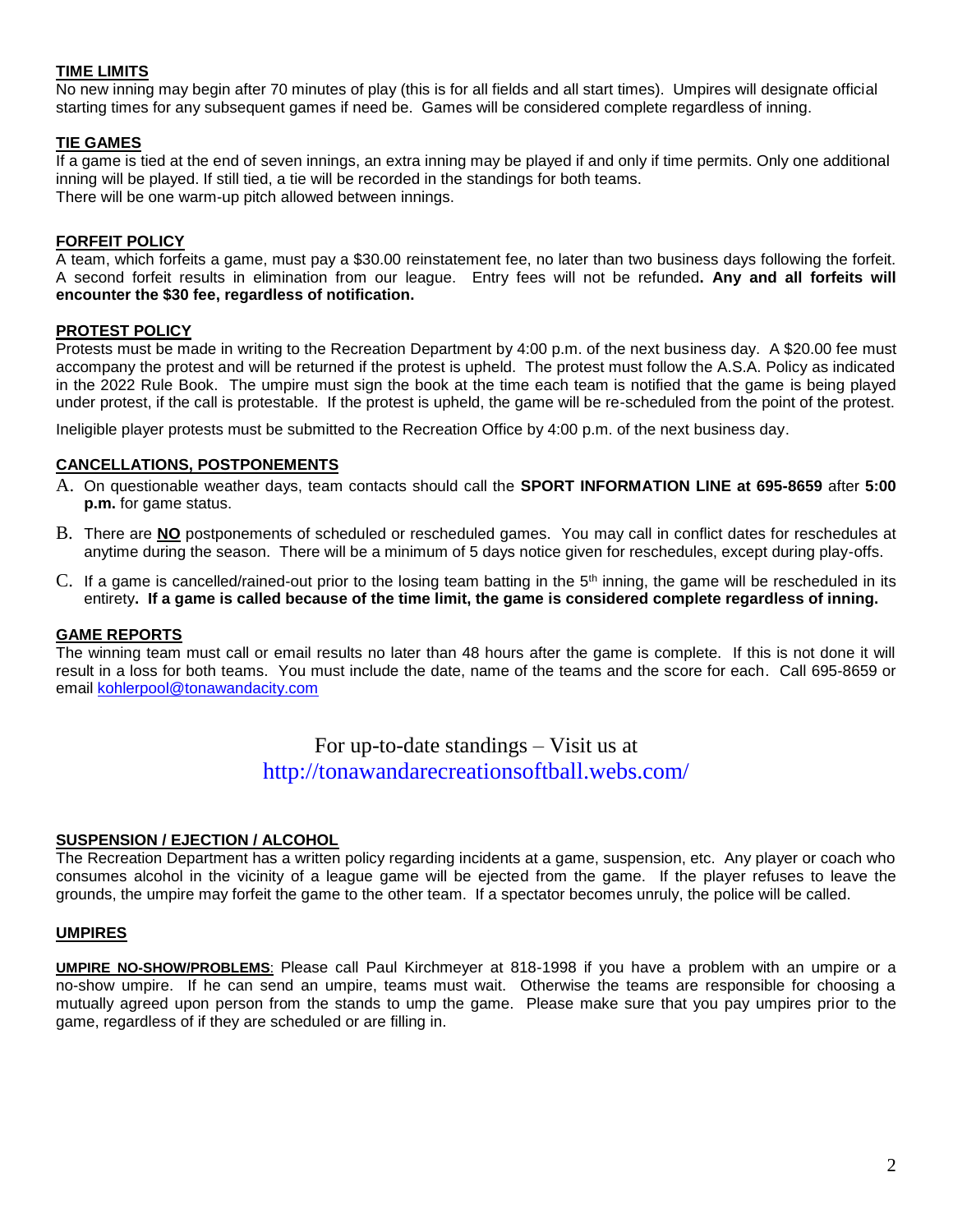## TIME LIMITS

No new inning may begin after 70 minutes of play (this is for all fields and all start times). Umpires will designate official starting times for any subsequent games if need be. Games will be considered complete regardless of inning.

## TIE GAMES

If a game is tied at the end of seven innings, an extra inning may be played if and only if time permits. Only one additional inning will be played. If still tied, a tie will be recorded in the standings for both teams.
There will be one warm-up pitch allowed between innings.

## FORFEIT POLICY

A team, which forfeits a game, must pay a $30.00 reinstatement fee, no later than two business days following the forfeit. A second forfeit results in elimination from our league. Entry fees will not be refunded**. Any and all forfeits will encounter the $30 fee, regardless of notification.**

## PROTEST POLICY

Protests must be made in writing to the Recreation Department by 4:00 p.m. of the next business day. A $20.00 fee must accompany the protest and will be returned if the protest is upheld. The protest must follow the A.S.A. Policy as indicated in the 2022 Rule Book. The umpire must sign the book at the time each team is notified that the game is being played under protest, if the call is protestable. If the protest is upheld, the game will be re-scheduled from the point of the protest.

Ineligible player protests must be submitted to the Recreation Office by 4:00 p.m. of the next business day.

## CANCELLATIONS, POSTPONEMENTS

A. On questionable weather days, team contacts should call the **SPORT INFORMATION LINE at 695-8659** after **5:00 p.m.** for game status.

B. There are **NO** postponements of scheduled or rescheduled games. You may call in conflict dates for reschedules at anytime during the season. There will be a minimum of 5 days notice given for reschedules, except during play-offs.

C. If a game is cancelled/rained-out prior to the losing team batting in the 5th inning, the game will be rescheduled in its entirety**. If a game is called because of the time limit, the game is considered complete regardless of inning.**

## GAME REPORTS

The winning team must call or email results no later than 48 hours after the game is complete. If this is not done it will result in a loss for both teams. You must include the date, name of the teams and the score for each. Call 695-8659 or email kohlerpool@tonawandacity.com

For up-to-date standings – Visit us at
http://tonawandarecreationsoftball.webs.com/

## SUSPENSION / EJECTION / ALCOHOL

The Recreation Department has a written policy regarding incidents at a game, suspension, etc. Any player or coach who consumes alcohol in the vicinity of a league game will be ejected from the game. If the player refuses to leave the grounds, the umpire may forfeit the game to the other team. If a spectator becomes unruly, the police will be called.

## UMPIRES

**UMPIRE NO-SHOW/PROBLEMS**: Please call Paul Kirchmeyer at 818-1998 if you have a problem with an umpire or a no-show umpire. If he can send an umpire, teams must wait. Otherwise the teams are responsible for choosing a mutually agreed upon person from the stands to ump the game. Please make sure that you pay umpires prior to the game, regardless of if they are scheduled or are filling in.